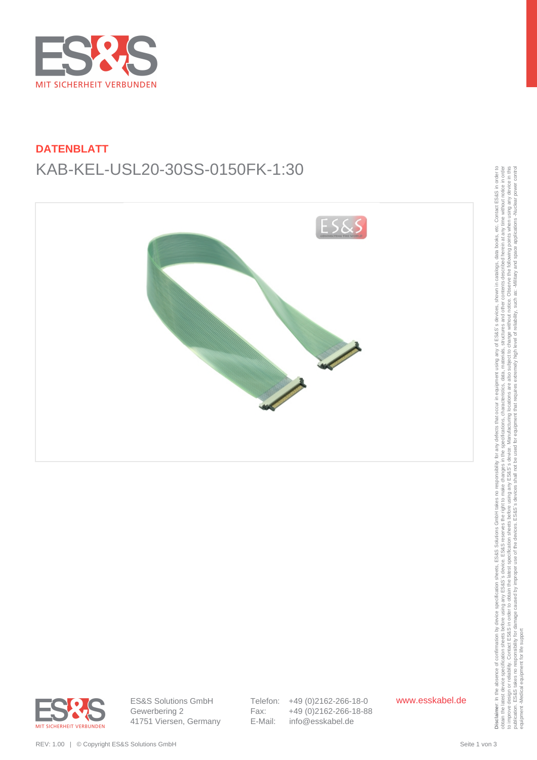MIT SICHERHEIT VERBUNDEN

## DATENBLATT

# KAB-KEL-USL20-30SS-0150FK-1:30

**Disclaimer**: In the absence of confirmation by device specification sheets, ES&S Solutions GmbH takes no responsibility for any defects that occur in equipment using any of ES&S´s devices, shown in catalogs, data books, etc. Contact ES&S in order to obtain the latest device specification sheets before using any ES&S´s device. ES&S reserves the right to make changes in the specifications, characteristics, data, materials, structures and other contents described herein at any time without notice in order to improve design or reliability. Contact ES&S in order to obtain the latest specification sheets before using any ES&S´s device. Manufacturing locations are also subject to change without notice. Observe the following points when using any device in this publication. ES&S takes no responsibility for damage caused by improper use of the devices. ES&S´s devices shall not be used for equipment that requires extremely high level of reliability, such as: -Military and space applications -Nuclear power control equipment -Medical equipment for life support

ES&S Solutions GmbH
Gewerbering 2
41751 Viersen, Germany

Telefon: +49 (0)2162-266-18-0
Fax: +49 (0)2162-266-18-88
E-Mail: info@esskabel.de

www.esskabel.de

REV: 1.00 | © Copyright ES&S Solutions GmbH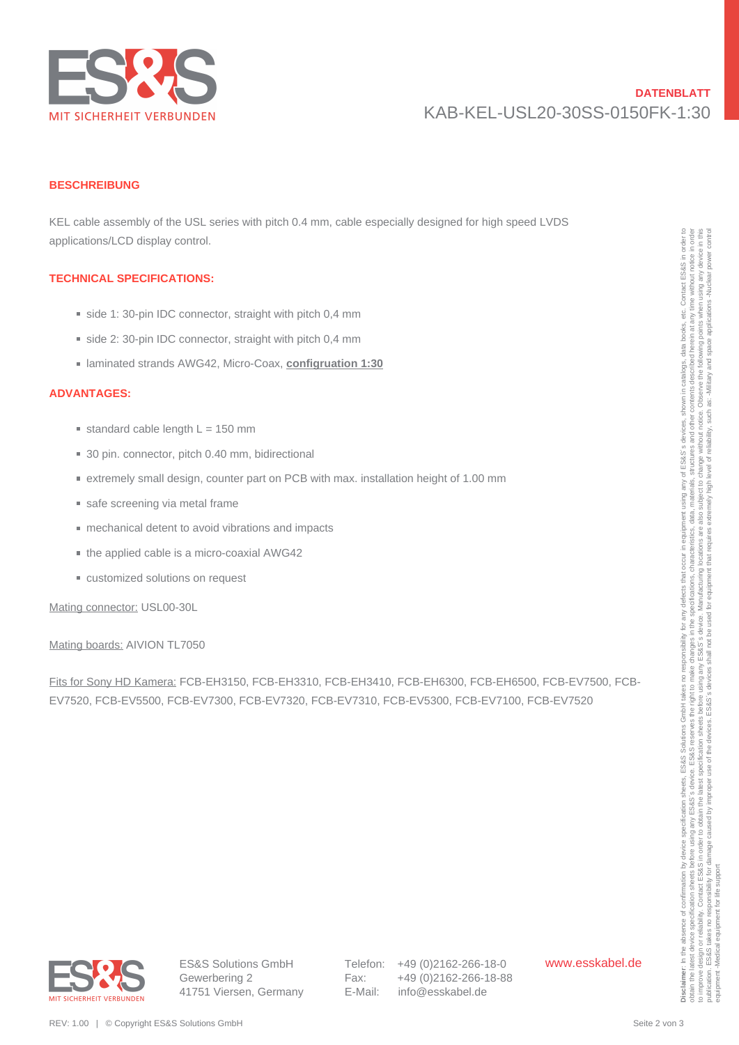**DATENBLATT**
KAB-KEL-USL20-30SS-0150FK-1:30

## BESCHREIBUNG

KEL cable assembly of the USL series with pitch 0.4 mm, cable especially designed for high speed LVDS applications/LCD display control.

## TECHNICAL SPECIFICATIONS:

- side 1: 30-pin IDC connector, straight with pitch 0,4 mm
- side 2: 30-pin IDC connector, straight with pitch 0,4 mm
- laminated strands AWG42, Micro-Coax, **configruation 1:30**

## ADVANTAGES:

- standard cable length L = 150 mm
- 30 pin. connector, pitch 0.40 mm, bidirectional
- extremely small design, counter part on PCB with max. installation height of 1.00 mm
- safe screening via metal frame
- mechanical detent to avoid vibrations and impacts
- the applied cable is a micro-coaxial AWG42
- customized solutions on request

Mating connector: USL00-30L

Mating boards: AIVION TL7050

Fits for Sony HD Kamera: FCB-EH3150, FCB-EH3310, FCB-EH3410, FCB-EH6300, FCB-EH6500, FCB-EV7500, FCB-EV7520, FCB-EV5500, FCB-EV7300, FCB-EV7320, FCB-EV7310, FCB-EV5300, FCB-EV7100, FCB-EV7520

**Disclaimer**: In the absence of confirmation by device specification sheets, ES&S Solutions GmbH takes no responsibility for any defects that occur in equipment using any of ES&S´s devices, shown in catalogs, data books, etc. Contact ES&S in order to obtain the latest device specification sheets before using any ES&S´s device. ES&S reserves the right to make changes in the specifications, characteristics, data, materials, structures and other contents described herein at any time without notice in order to improve design or reliability. Contact ES&S in order to obtain the latest specification sheets before using any ES&S´s device. Manufacturing locations are also subject to change without notice. Observe the following points when using any device in this publication. ES&S takes no responsibility for damage caused by improper use of the devices. ES&S´s devices shall not be used for equipment that requires extremely high level of reliability, such as: -Military and space applications -Nuclear power control equipment -Medical equipment for life support

ES&S Solutions GmbH
Gewerbering 2
41751 Viersen, Germany

Telefon: +49 (0)2162-266-18-0
Fax: +49 (0)2162-266-18-88
E-Mail: info@esskabel.de

www.esskabel.de

REV: 1.00 | © Copyright ES&S Solutions GmbH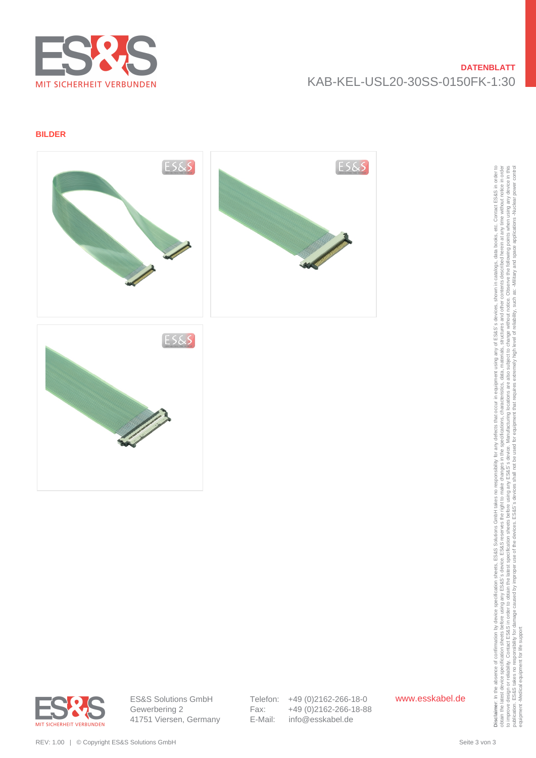**DATENBLATT**

KAB-KEL-USL20-30SS-0150FK-1:30

## BILDER

ES&S Solutions GmbH
Gewerbering 2
41751 Viersen, Germany

Telefon: +49 (0)2162-266-18-0
Fax: +49 (0)2162-266-18-88
E-Mail: info@esskabel.de

www.esskabel.de

**Disclaimer**: In the absence of confirmation by device specification sheets, ES&S Solutions GmbH takes no responsibility for any defects that occur in equipment using any of ES&S´s devices, shown in catalogs, data books, etc. Contact ES&S in order to obtain the latest device specification sheets before using any ES&S´s device. ES&S reserves the right to make changes in the specifications, characteristics, data, materials, structures and other contents described herein at any time without notice in order to improve design or reliability. Contact ES&S in order to obtain the latest specification sheets before using any ES&S´s device. Manufacturing locations are also subject to change without notice. Observe the following points when using any device in this publication. ES&S takes no responsibility for damage caused by improper use of the devices. ES&S´s devices shall not be used for equipment that requires extremely high level of reliability, such as: -Military and space applications -Nuclear power control equipment -Medical equipment for life support

REV: 1.00 | © Copyright ES&S Solutions GmbH